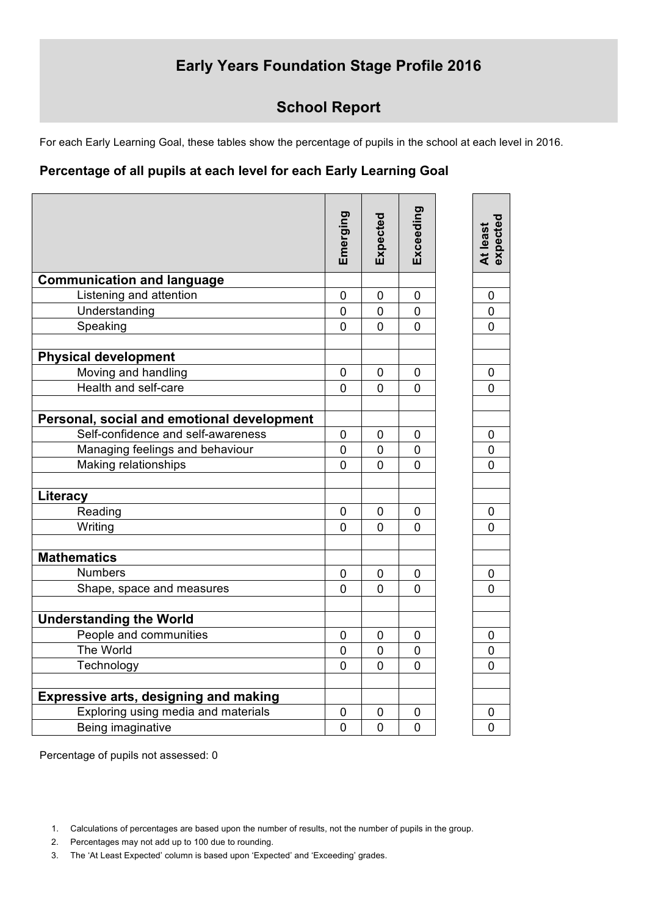# Early Years Foundation Stage Profile 2016

## School Report

For each Early Learning Goal, these tables show the percentage of pupils in the school at each level in 2016.

### Percentage of all pupils at each level for each Early Learning Goal

| | Emerging | Expected | Exceeding | At least expected |
|---|---|---|---|---|
| **Communication and language** | | | | |
| Listening and attention | 0 | 0 | 0 | 0 |
| Understanding | 0 | 0 | 0 | 0 |
| Speaking | 0 | 0 | 0 | 0 |
| | | | | |
| **Physical development** | | | | |
| Moving and handling | 0 | 0 | 0 | 0 |
| Health and self-care | 0 | 0 | 0 | 0 |
| | | | | |
| **Personal, social and emotional development** | | | | |
| Self-confidence and self-awareness | 0 | 0 | 0 | 0 |
| Managing feelings and behaviour | 0 | 0 | 0 | 0 |
| Making relationships | 0 | 0 | 0 | 0 |
| | | | | |
| **Literacy** | | | | |
| Reading | 0 | 0 | 0 | 0 |
| Writing | 0 | 0 | 0 | 0 |
| | | | | |
| **Mathematics** | | | | |
| Numbers | 0 | 0 | 0 | 0 |
| Shape, space and measures | 0 | 0 | 0 | 0 |
| | | | | |
| **Understanding the World** | | | | |
| People and communities | 0 | 0 | 0 | 0 |
| The World | 0 | 0 | 0 | 0 |
| Technology | 0 | 0 | 0 | 0 |
| | | | | |
| **Expressive arts, designing and making** | | | | |
| Exploring using media and materials | 0 | 0 | 0 | 0 |
| Being imaginative | 0 | 0 | 0 | 0 |

Percentage of pupils not assessed: 0

1. Calculations of percentages are based upon the number of results, not the number of pupils in the group.
2. Percentages may not add up to 100 due to rounding.
3. The 'At Least Expected' column is based upon 'Expected' and 'Exceeding' grades.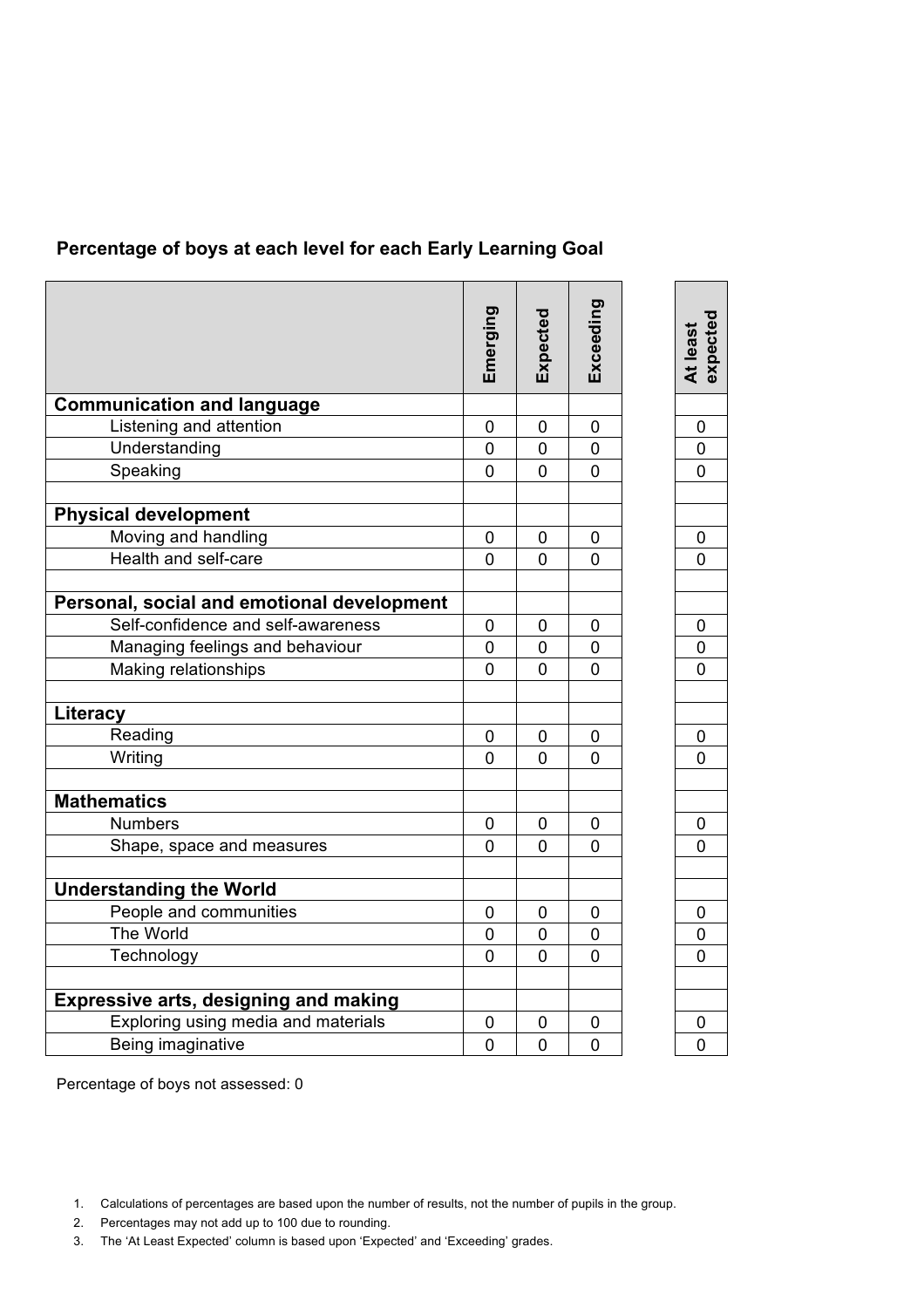**Percentage of boys at each level for each Early Learning Goal**

| | Emerging | Expected | Exceeding | At least expected |
|---|---|---|---|---|
| **Communication and language** | | | | |
| Listening and attention | 0 | 0 | 0 | 0 |
| Understanding | 0 | 0 | 0 | 0 |
| Speaking | 0 | 0 | 0 | 0 |
| | | | | |
| **Physical development** | | | | |
| Moving and handling | 0 | 0 | 0 | 0 |
| Health and self-care | 0 | 0 | 0 | 0 |
| | | | | |
| **Personal, social and emotional development** | | | | |
| Self-confidence and self-awareness | 0 | 0 | 0 | 0 |
| Managing feelings and behaviour | 0 | 0 | 0 | 0 |
| Making relationships | 0 | 0 | 0 | 0 |
| | | | | |
| **Literacy** | | | | |
| Reading | 0 | 0 | 0 | 0 |
| Writing | 0 | 0 | 0 | 0 |
| | | | | |
| **Mathematics** | | | | |
| Numbers | 0 | 0 | 0 | 0 |
| Shape, space and measures | 0 | 0 | 0 | 0 |
| | | | | |
| **Understanding the World** | | | | |
| People and communities | 0 | 0 | 0 | 0 |
| The World | 0 | 0 | 0 | 0 |
| Technology | 0 | 0 | 0 | 0 |
| | | | | |
| **Expressive arts, designing and making** | | | | |
| Exploring using media and materials | 0 | 0 | 0 | 0 |
| Being imaginative | 0 | 0 | 0 | 0 |

Percentage of boys not assessed: 0

1. Calculations of percentages are based upon the number of results, not the number of pupils in the group.
2. Percentages may not add up to 100 due to rounding.
3. The 'At Least Expected' column is based upon 'Expected' and 'Exceeding' grades.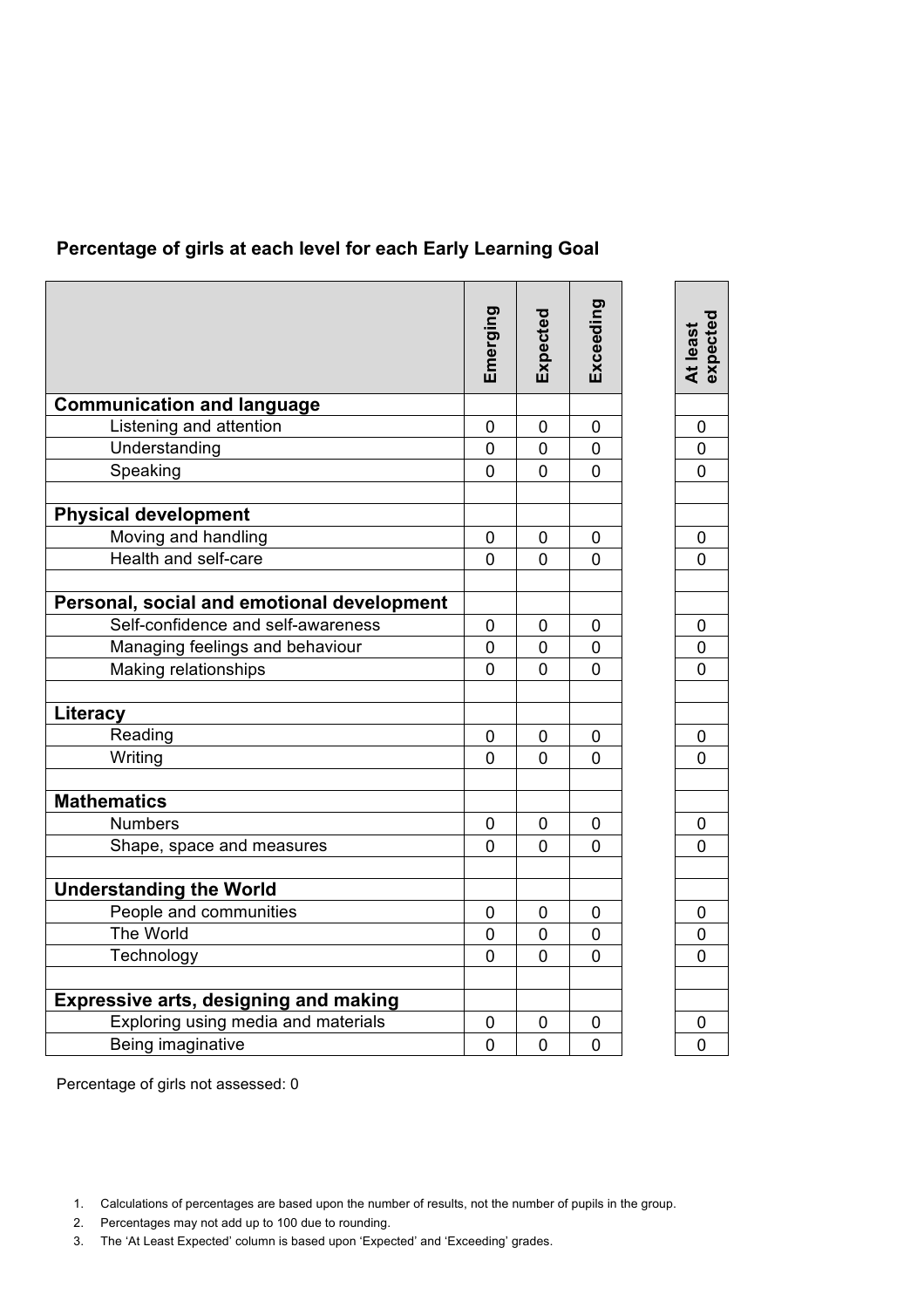**Percentage of girls at each level for each Early Learning Goal**

| | Emerging | Expected | Exceeding | At least expected |
|---|---|---|---|---|
| **Communication and language** | | | | |
| Listening and attention | 0 | 0 | 0 | 0 |
| Understanding | 0 | 0 | 0 | 0 |
| Speaking | 0 | 0 | 0 | 0 |
| | | | | |
| **Physical development** | | | | |
| Moving and handling | 0 | 0 | 0 | 0 |
| Health and self-care | 0 | 0 | 0 | 0 |
| | | | | |
| **Personal, social and emotional development** | | | | |
| Self-confidence and self-awareness | 0 | 0 | 0 | 0 |
| Managing feelings and behaviour | 0 | 0 | 0 | 0 |
| Making relationships | 0 | 0 | 0 | 0 |
| | | | | |
| **Literacy** | | | | |
| Reading | 0 | 0 | 0 | 0 |
| Writing | 0 | 0 | 0 | 0 |
| | | | | |
| **Mathematics** | | | | |
| Numbers | 0 | 0 | 0 | 0 |
| Shape, space and measures | 0 | 0 | 0 | 0 |
| | | | | |
| **Understanding the World** | | | | |
| People and communities | 0 | 0 | 0 | 0 |
| The World | 0 | 0 | 0 | 0 |
| Technology | 0 | 0 | 0 | 0 |
| | | | | |
| **Expressive arts, designing and making** | | | | |
| Exploring using media and materials | 0 | 0 | 0 | 0 |
| Being imaginative | 0 | 0 | 0 | 0 |

Percentage of girls not assessed: 0

1. Calculations of percentages are based upon the number of results, not the number of pupils in the group.
2. Percentages may not add up to 100 due to rounding.
3. The 'At Least Expected' column is based upon 'Expected' and 'Exceeding' grades.